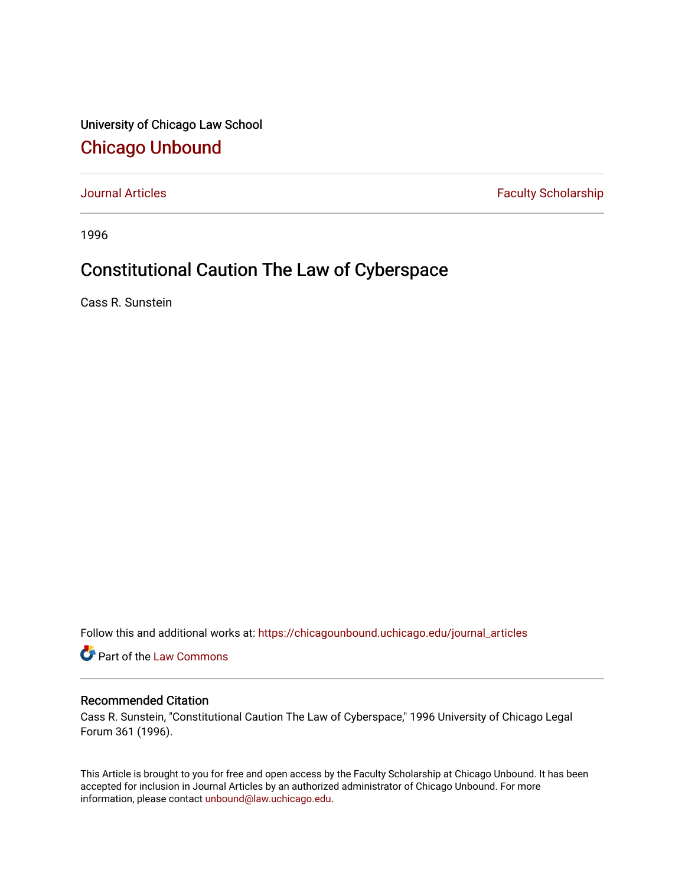University of Chicago Law School

## Chicago Unbound

Journal Articles | Faculty Scholarship

1996

# Constitutional Caution The Law of Cyberspace

Cass R. Sunstein

Follow this and additional works at: https://chicagounbound.uchicago.edu/journal_articles

Part of the Law Commons

### Recommended Citation

Cass R. Sunstein, "Constitutional Caution The Law of Cyberspace," 1996 University of Chicago Legal Forum 361 (1996).

This Article is brought to you for free and open access by the Faculty Scholarship at Chicago Unbound. It has been accepted for inclusion in Journal Articles by an authorized administrator of Chicago Unbound. For more information, please contact unbound@law.uchicago.edu.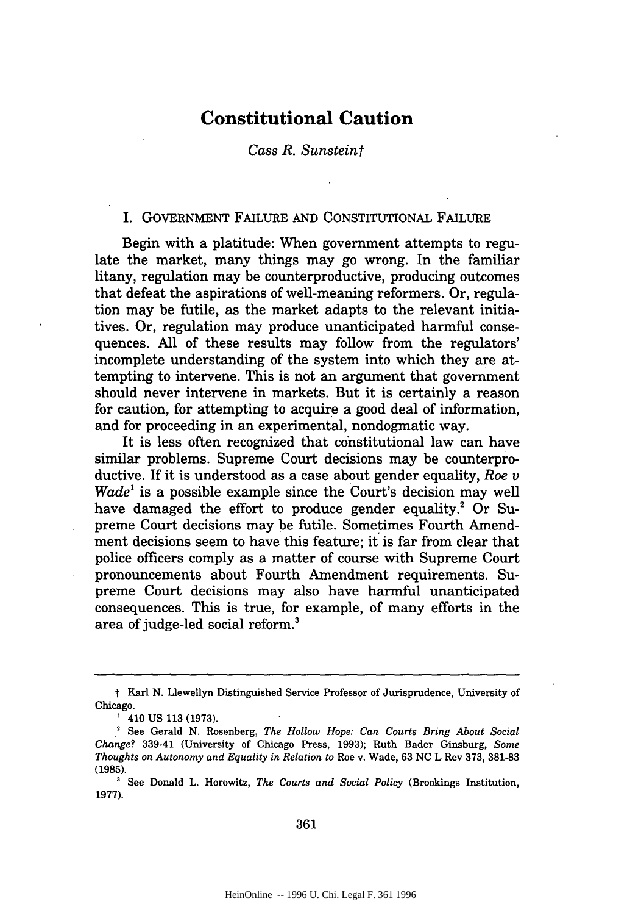# Constitutional Caution

*Cass R. Sunstein*†

## I. Government Failure and Constitutional Failure

Begin with a platitude: When government attempts to regulate the market, many things may go wrong. In the familiar litany, regulation may be counterproductive, producing outcomes that defeat the aspirations of well-meaning reformers. Or, regulation may be futile, as the market adapts to the relevant initiatives. Or, regulation may produce unanticipated harmful consequences. All of these results may follow from the regulators' incomplete understanding of the system into which they are attempting to intervene. This is not an argument that government should never intervene in markets. But it is certainly a reason for caution, for attempting to acquire a good deal of information, and for proceeding in an experimental, nondogmatic way.

It is less often recognized that constitutional law can have similar problems. Supreme Court decisions may be counterproductive. If it is understood as a case about gender equality, *Roe v Wade*[1] is a possible example since the Court's decision may well have damaged the effort to produce gender equality.[2] Or Supreme Court decisions may be futile. Sometimes Fourth Amendment decisions seem to have this feature; it is far from clear that police officers comply as a matter of course with Supreme Court pronouncements about Fourth Amendment requirements. Supreme Court decisions may also have harmful unanticipated consequences. This is true, for example, of many efforts in the area of judge-led social reform.[3]

---

† Karl N. Llewellyn Distinguished Service Professor of Jurisprudence, University of Chicago.

[1] 410 US 113 (1973).

[2] See Gerald N. Rosenberg, *The Hollow Hope: Can Courts Bring About Social Change?* 339-41 (University of Chicago Press, 1993); Ruth Bader Ginsburg, *Some Thoughts on Autonomy and Equality in Relation to* Roe v. Wade, 63 NC L Rev 373, 381-83 (1985).

[3] See Donald L. Horowitz, *The Courts and Social Policy* (Brookings Institution, 1977).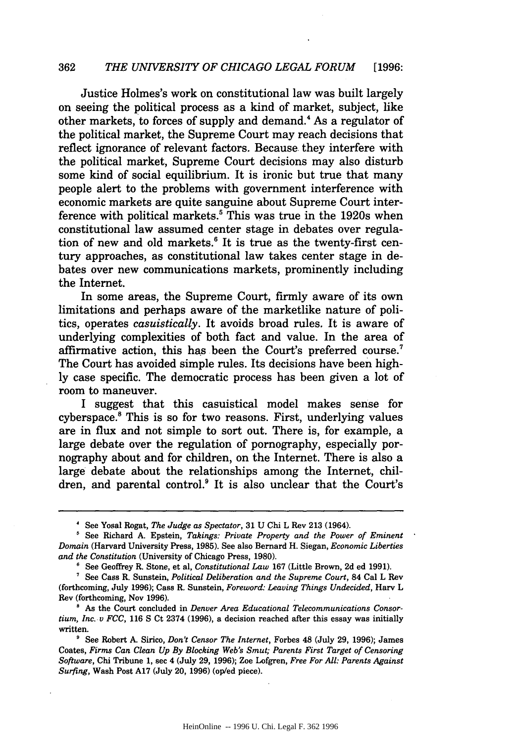Justice Holmes's work on constitutional law was built largely on seeing the political process as a kind of market, subject, like other markets, to forces of supply and demand.[4] As a regulator of the political market, the Supreme Court may reach decisions that reflect ignorance of relevant factors. Because they interfere with the political market, Supreme Court decisions may also disturb some kind of social equilibrium. It is ironic but true that many people alert to the problems with government interference with economic markets are quite sanguine about Supreme Court interference with political markets.[5] This was true in the 1920s when constitutional law assumed center stage in debates over regulation of new and old markets.[6] It is true as the twenty-first century approaches, as constitutional law takes center stage in debates over new communications markets, prominently including the Internet.

In some areas, the Supreme Court, firmly aware of its own limitations and perhaps aware of the marketlike nature of politics, operates *casuistically*. It avoids broad rules. It is aware of underlying complexities of both fact and value. In the area of affirmative action, this has been the Court's preferred course.[7] The Court has avoided simple rules. Its decisions have been highly case specific. The democratic process has been given a lot of room to maneuver.

I suggest that this casuistical model makes sense for cyberspace.[8] This is so for two reasons. First, underlying values are in flux and not simple to sort out. There is, for example, a large debate over the regulation of pornography, especially pornography about and for children, on the Internet. There is also a large debate about the relationships among the Internet, children, and parental control.[9] It is also unclear that the Court's

---

[4] See Yosal Rogat, *The Judge as Spectator*, 31 U Chi L Rev 213 (1964).

[5] See Richard A. Epstein, *Takings: Private Property and the Power of Eminent Domain* (Harvard University Press, 1985). See also Bernard H. Siegan, *Economic Liberties and the Constitution* (University of Chicago Press, 1980).

[6] See Geoffrey R. Stone, et al, *Constitutional Law* 167 (Little Brown, 2d ed 1991).

[7] See Cass R. Sunstein, *Political Deliberation and the Supreme Court*, 84 Cal L Rev (forthcoming, July 1996); Cass R. Sunstein, *Foreword: Leaving Things Undecided*, Harv L Rev (forthcoming, Nov 1996).

[8] As the Court concluded in *Denver Area Educational Telecommunications Consortium, Inc. v FCC*, 116 S Ct 2374 (1996), a decision reached after this essay was initially written.

[9] See Robert A. Sirico, *Don't Censor The Internet*, Forbes 48 (July 29, 1996); James Coates, *Firms Can Clean Up By Blocking Web's Smut; Parents First Target of Censoring Software*, Chi Tribune 1, sec 4 (July 29, 1996); Zoe Lofgren, *Free For All: Parents Against Surfing*, Wash Post A17 (July 20, 1996) (op/ed piece).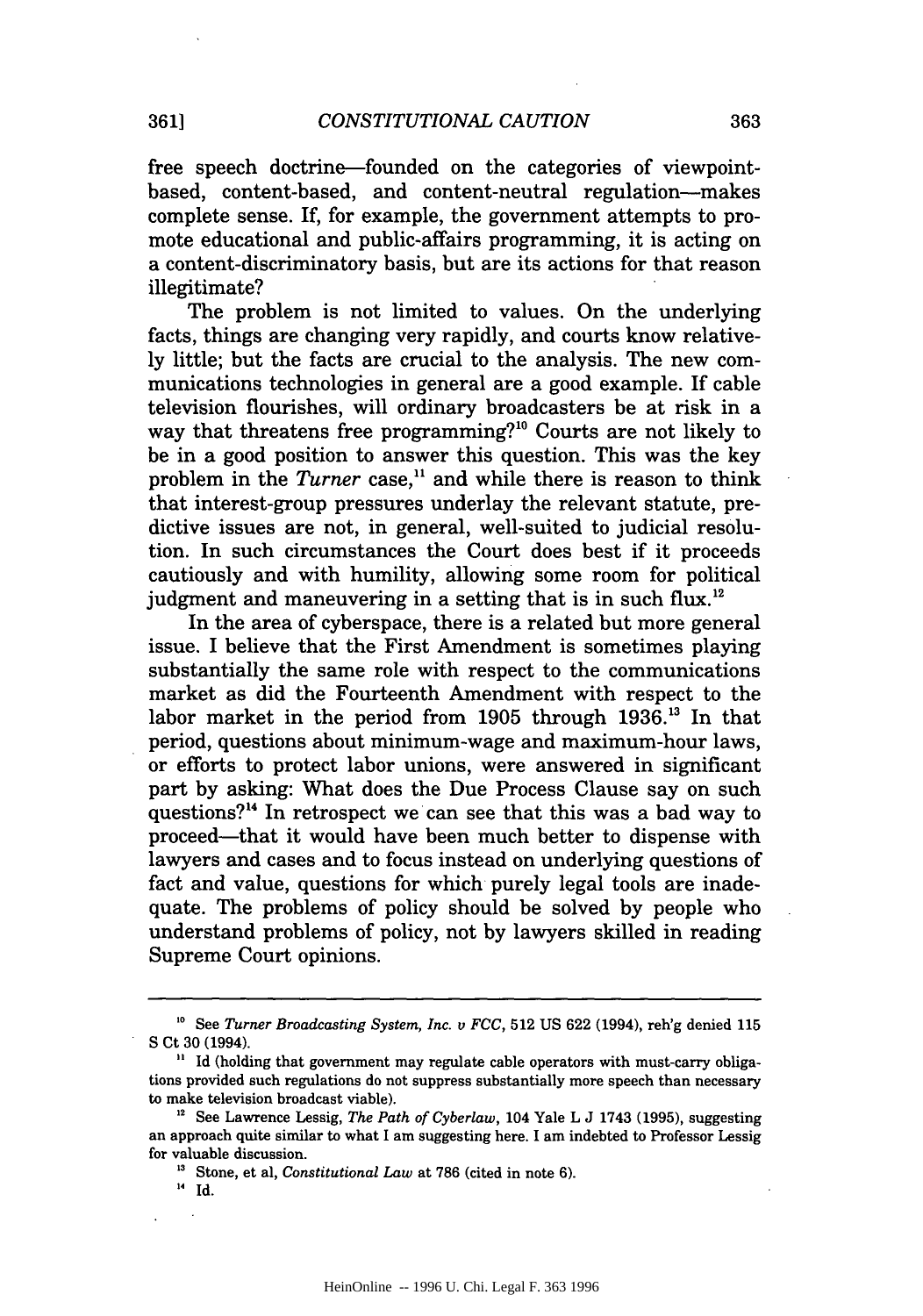free speech doctrine—founded on the categories of viewpoint-based, content-based, and content-neutral regulation—makes complete sense. If, for example, the government attempts to promote educational and public-affairs programming, it is acting on a content-discriminatory basis, but are its actions for that reason illegitimate?

The problem is not limited to values. On the underlying facts, things are changing very rapidly, and courts know relatively little; but the facts are crucial to the analysis. The new communications technologies in general are a good example. If cable television flourishes, will ordinary broadcasters be at risk in a way that threatens free programming?[10] Courts are not likely to be in a good position to answer this question. This was the key problem in the *Turner* case,[11] and while there is reason to think that interest-group pressures underlay the relevant statute, predictive issues are not, in general, well-suited to judicial resolution. In such circumstances the Court does best if it proceeds cautiously and with humility, allowing some room for political judgment and maneuvering in a setting that is in such flux.[12]

In the area of cyberspace, there is a related but more general issue. I believe that the First Amendment is sometimes playing substantially the same role with respect to the communications market as did the Fourteenth Amendment with respect to the labor market in the period from 1905 through 1936.[13] In that period, questions about minimum-wage and maximum-hour laws, or efforts to protect labor unions, were answered in significant part by asking: What does the Due Process Clause say on such questions?[14] In retrospect we can see that this was a bad way to proceed—that it would have been much better to dispense with lawyers and cases and to focus instead on underlying questions of fact and value, questions for which purely legal tools are inadequate. The problems of policy should be solved by people who understand problems of policy, not by lawyers skilled in reading Supreme Court opinions.

---

[10] See *Turner Broadcasting System, Inc. v FCC*, 512 US 622 (1994), reh'g denied 115 S Ct 30 (1994).

[11] Id (holding that government may regulate cable operators with must-carry obligations provided such regulations do not suppress substantially more speech than necessary to make television broadcast viable).

[12] See Lawrence Lessig, *The Path of Cyberlaw*, 104 Yale L J 1743 (1995), suggesting an approach quite similar to what I am suggesting here. I am indebted to Professor Lessig for valuable discussion.

[13] Stone, et al, *Constitutional Law* at 786 (cited in note 6).

[14] Id.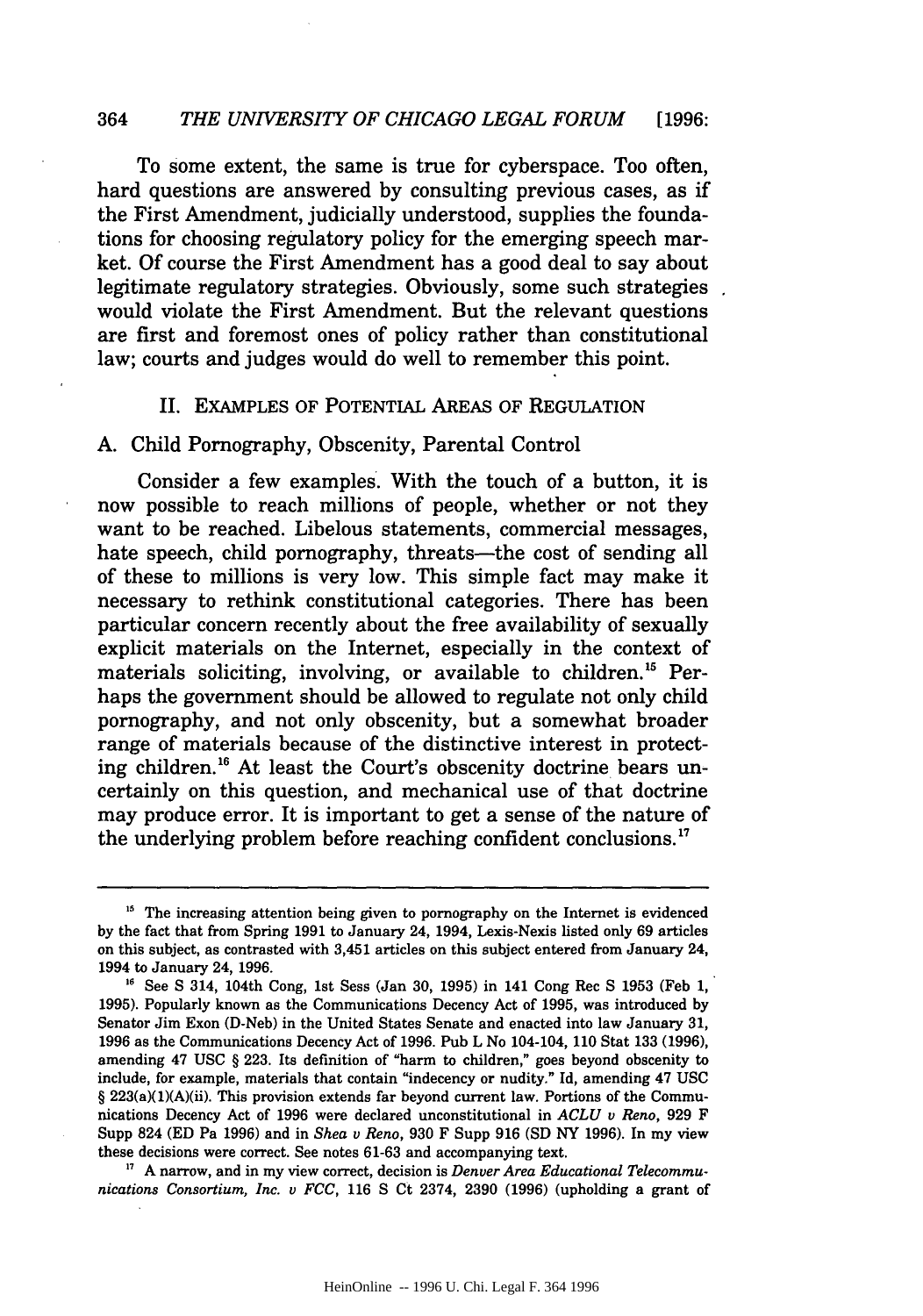To some extent, the same is true for cyberspace. Too often, hard questions are answered by consulting previous cases, as if the First Amendment, judicially understood, supplies the foundations for choosing regulatory policy for the emerging speech market. Of course the First Amendment has a good deal to say about legitimate regulatory strategies. Obviously, some such strategies would violate the First Amendment. But the relevant questions are first and foremost ones of policy rather than constitutional law; courts and judges would do well to remember this point.

## II. EXAMPLES OF POTENTIAL AREAS OF REGULATION

### A. Child Pornography, Obscenity, Parental Control

Consider a few examples. With the touch of a button, it is now possible to reach millions of people, whether or not they want to be reached. Libelous statements, commercial messages, hate speech, child pornography, threats—the cost of sending all of these to millions is very low. This simple fact may make it necessary to rethink constitutional categories. There has been particular concern recently about the free availability of sexually explicit materials on the Internet, especially in the context of materials soliciting, involving, or available to children.[15] Perhaps the government should be allowed to regulate not only child pornography, and not only obscenity, but a somewhat broader range of materials because of the distinctive interest in protecting children.[16] At least the Court's obscenity doctrine bears uncertainly on this question, and mechanical use of that doctrine may produce error. It is important to get a sense of the nature of the underlying problem before reaching confident conclusions.[17]

---

[15] The increasing attention being given to pornography on the Internet is evidenced by the fact that from Spring 1991 to January 24, 1994, Lexis-Nexis listed only 69 articles on this subject, as contrasted with 3,451 articles on this subject entered from January 24, 1994 to January 24, 1996.

[16] See S 314, 104th Cong, 1st Sess (Jan 30, 1995) in 141 Cong Rec S 1953 (Feb 1, 1995). Popularly known as the Communications Decency Act of 1995, was introduced by Senator Jim Exon (D-Neb) in the United States Senate and enacted into law January 31, 1996 as the Communications Decency Act of 1996. Pub L No 104-104, 110 Stat 133 (1996), amending 47 USC § 223. Its definition of "harm to children," goes beyond obscenity to include, for example, materials that contain "indecency or nudity." Id, amending 47 USC § 223(a)(1)(A)(ii). This provision extends far beyond current law. Portions of the Communications Decency Act of 1996 were declared unconstitutional in *ACLU v Reno*, 929 F Supp 824 (ED Pa 1996) and in *Shea v Reno*, 930 F Supp 916 (SD NY 1996). In my view these decisions were correct. See notes 61-63 and accompanying text.

[17] A narrow, and in my view correct, decision is *Denver Area Educational Telecommunications Consortium, Inc. v FCC*, 116 S Ct 2374, 2390 (1996) (upholding a grant of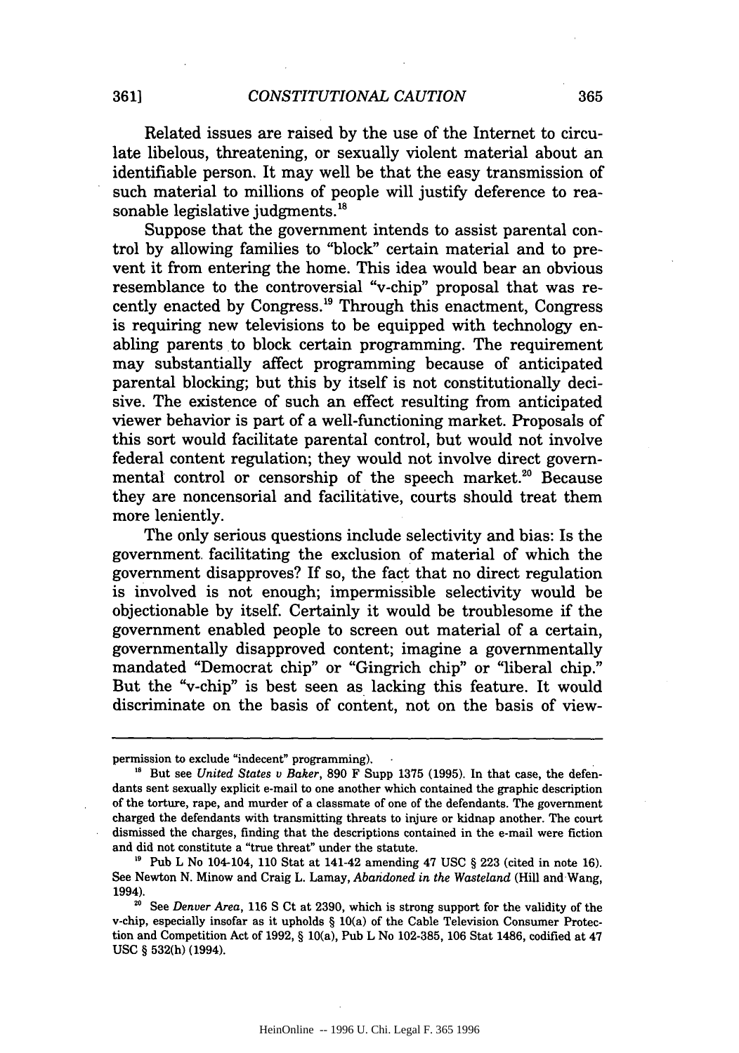Related issues are raised by the use of the Internet to circulate libelous, threatening, or sexually violent material about an identifiable person. It may well be that the easy transmission of such material to millions of people will justify deference to reasonable legislative judgments.[18]

Suppose that the government intends to assist parental control by allowing families to "block" certain material and to prevent it from entering the home. This idea would bear an obvious resemblance to the controversial "v-chip" proposal that was recently enacted by Congress.[19] Through this enactment, Congress is requiring new televisions to be equipped with technology enabling parents to block certain programming. The requirement may substantially affect programming because of anticipated parental blocking; but this by itself is not constitutionally decisive. The existence of such an effect resulting from anticipated viewer behavior is part of a well-functioning market. Proposals of this sort would facilitate parental control, but would not involve federal content regulation; they would not involve direct governmental control or censorship of the speech market.[20] Because they are noncensorial and facilitative, courts should treat them more leniently.

The only serious questions include selectivity and bias: Is the government facilitating the exclusion of material of which the government disapproves? If so, the fact that no direct regulation is involved is not enough; impermissible selectivity would be objectionable by itself. Certainly it would be troublesome if the government enabled people to screen out material of a certain, governmentally disapproved content; imagine a governmentally mandated "Democrat chip" or "Gingrich chip" or "liberal chip." But the "v-chip" is best seen as lacking this feature. It would discriminate on the basis of content, not on the basis of view-

---

permission to exclude "indecent" programming).

[18] But see *United States v Baker*, 890 F Supp 1375 (1995). In that case, the defendants sent sexually explicit e-mail to one another which contained the graphic description of the torture, rape, and murder of a classmate of one of the defendants. The government charged the defendants with transmitting threats to injure or kidnap another. The court dismissed the charges, finding that the descriptions contained in the e-mail were fiction and did not constitute a "true threat" under the statute.

[19] Pub L No 104-104, 110 Stat at 141-42 amending 47 USC § 223 (cited in note 16). See Newton N. Minow and Craig L. Lamay, *Abandoned in the Wasteland* (Hill and Wang, 1994).

[20] See *Denver Area*, 116 S Ct at 2390, which is strong support for the validity of the v-chip, especially insofar as it upholds § 10(a) of the Cable Television Consumer Protection and Competition Act of 1992, § 10(a), Pub L No 102-385, 106 Stat 1486, codified at 47 USC § 532(h) (1994).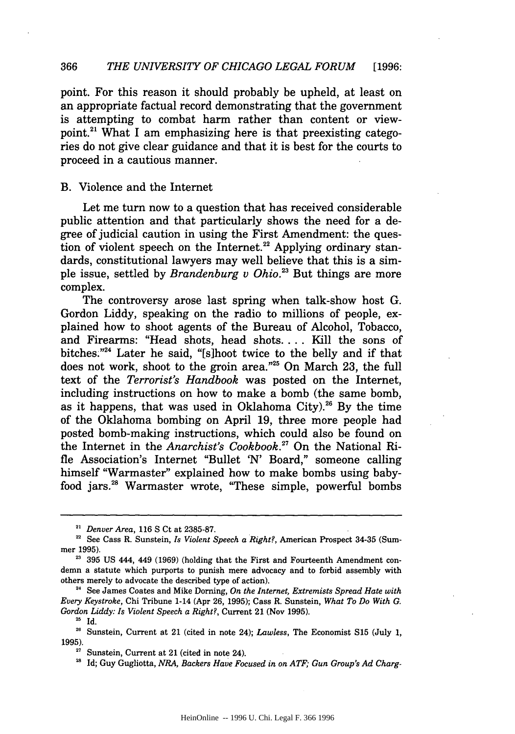point. For this reason it should probably be upheld, at least on an appropriate factual record demonstrating that the government is attempting to combat harm rather than content or viewpoint.[21] What I am emphasizing here is that preexisting categories do not give clear guidance and that it is best for the courts to proceed in a cautious manner.

## B. Violence and the Internet

Let me turn now to a question that has received considerable public attention and that particularly shows the need for a degree of judicial caution in using the First Amendment: the question of violent speech on the Internet.[22] Applying ordinary standards, constitutional lawyers may well believe that this is a simple issue, settled by *Brandenburg v Ohio*.[23] But things are more complex.

The controversy arose last spring when talk-show host G. Gordon Liddy, speaking on the radio to millions of people, explained how to shoot agents of the Bureau of Alcohol, Tobacco, and Firearms: "Head shots, head shots. . . . Kill the sons of bitches."[24] Later he said, "[s]hoot twice to the belly and if that does not work, shoot to the groin area."[25] On March 23, the full text of the *Terrorist's Handbook* was posted on the Internet, including instructions on how to make a bomb (the same bomb, as it happens, that was used in Oklahoma City).[26] By the time of the Oklahoma bombing on April 19, three more people had posted bomb-making instructions, which could also be found on the Internet in the *Anarchist's Cookbook*.[27] On the National Rifle Association's Internet "Bullet 'N' Board," someone calling himself "Warmaster" explained how to make bombs using baby-food jars.[28] Warmaster wrote, "These simple, powerful bombs

---

[21] *Denver Area*, 116 S Ct at 2385-87.

[22] See Cass R. Sunstein, *Is Violent Speech a Right?*, American Prospect 34-35 (Summer 1995).

[23] 395 US 444, 449 (1969) (holding that the First and Fourteenth Amendment condemn a statute which purports to punish mere advocacy and to forbid assembly with others merely to advocate the described type of action).

[24] See James Coates and Mike Dorning, *On the Internet, Extremists Spread Hate with Every Keystroke*, Chi Tribune 1-14 (Apr 26, 1995); Cass R. Sunstein, *What To Do With G. Gordon Liddy: Is Violent Speech a Right?*, Current 21 (Nov 1995).

[25] Id.

[26] Sunstein, Current at 21 (cited in note 24); *Lawless*, The Economist S15 (July 1, 1995).

[27] Sunstein, Current at 21 (cited in note 24).

[28] Id; Guy Gugliotta, *NRA, Backers Have Focused in on ATF; Gun Group's Ad Charg-*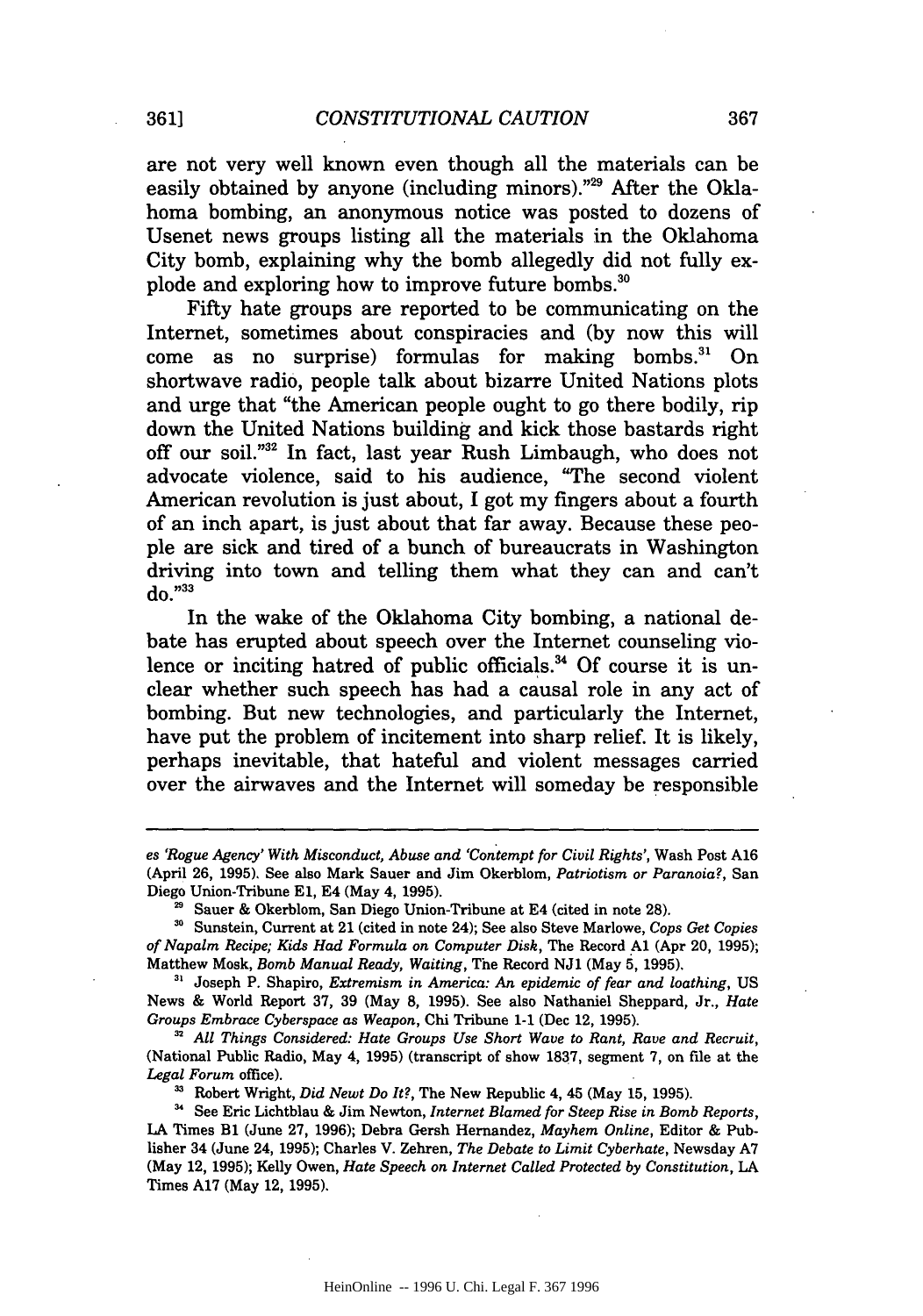are not very well known even though all the materials can be easily obtained by anyone (including minors)."[29] After the Oklahoma bombing, an anonymous notice was posted to dozens of Usenet news groups listing all the materials in the Oklahoma City bomb, explaining why the bomb allegedly did not fully explode and exploring how to improve future bombs.[30]

Fifty hate groups are reported to be communicating on the Internet, sometimes about conspiracies and (by now this will come as no surprise) formulas for making bombs.[31] On shortwave radio, people talk about bizarre United Nations plots and urge that "the American people ought to go there bodily, rip down the United Nations building and kick those bastards right off our soil."[32] In fact, last year Rush Limbaugh, who does not advocate violence, said to his audience, "The second violent American revolution is just about, I got my fingers about a fourth of an inch apart, is just about that far away. Because these people are sick and tired of a bunch of bureaucrats in Washington driving into town and telling them what they can and can't do."[33]

In the wake of the Oklahoma City bombing, a national debate has erupted about speech over the Internet counseling violence or inciting hatred of public officials.[34] Of course it is unclear whether such speech has had a causal role in any act of bombing. But new technologies, and particularly the Internet, have put the problem of incitement into sharp relief. It is likely, perhaps inevitable, that hateful and violent messages carried over the airwaves and the Internet will someday be responsible

---

es *'Rogue Agency' With Misconduct, Abuse and 'Contempt for Civil Rights'*, Wash Post A16 (April 26, 1995). See also Mark Sauer and Jim Okerblom, *Patriotism or Paranoia?*, San Diego Union-Tribune E1, E4 (May 4, 1995).

[29] Sauer & Okerblom, San Diego Union-Tribune at E4 (cited in note 28).

[30] Sunstein, Current at 21 (cited in note 24); See also Steve Marlowe, *Cops Get Copies of Napalm Recipe; Kids Had Formula on Computer Disk*, The Record A1 (Apr 20, 1995); Matthew Mosk, *Bomb Manual Ready, Waiting*, The Record NJ1 (May 5, 1995).

[31] Joseph P. Shapiro, *Extremism in America: An epidemic of fear and loathing*, US News & World Report 37, 39 (May 8, 1995). See also Nathaniel Sheppard, Jr., *Hate Groups Embrace Cyberspace as Weapon*, Chi Tribune 1-1 (Dec 12, 1995).

[32] *All Things Considered: Hate Groups Use Short Wave to Rant, Rave and Recruit*, (National Public Radio, May 4, 1995) (transcript of show 1837, segment 7, on file at the *Legal Forum* office).

[33] Robert Wright, *Did Newt Do It?*, The New Republic 4, 45 (May 15, 1995).

[34] See Eric Lichtblau & Jim Newton, *Internet Blamed for Steep Rise in Bomb Reports*, LA Times B1 (June 27, 1996); Debra Gersh Hernandez, *Mayhem Online*, Editor & Publisher 34 (June 24, 1995); Charles V. Zehren, *The Debate to Limit Cyberhate*, Newsday A7 (May 12, 1995); Kelly Owen, *Hate Speech on Internet Called Protected by Constitution*, LA Times A17 (May 12, 1995).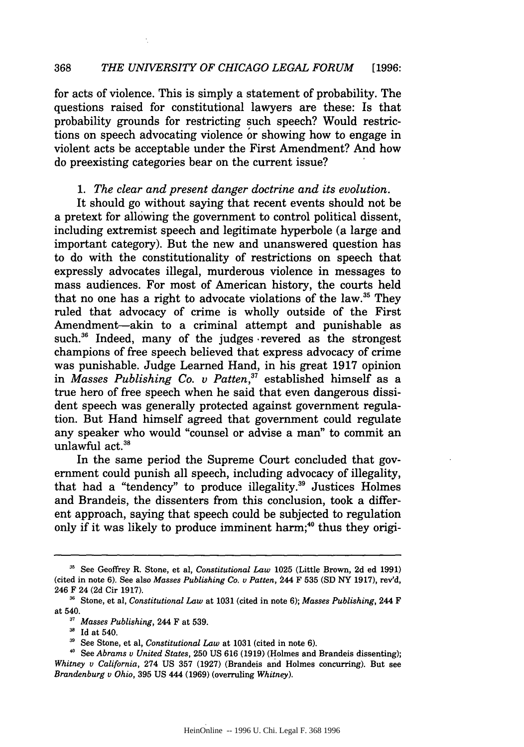for acts of violence. This is simply a statement of probability. The questions raised for constitutional lawyers are these: Is that probability grounds for restricting such speech? Would restrictions on speech advocating violence or showing how to engage in violent acts be acceptable under the First Amendment? And how do preexisting categories bear on the current issue?

1. *The clear and present danger doctrine and its evolution.*

It should go without saying that recent events should not be a pretext for allowing the government to control political dissent, including extremist speech and legitimate hyperbole (a large and important category). But the new and unanswered question has to do with the constitutionality of restrictions on speech that expressly advocates illegal, murderous violence in messages to mass audiences. For most of American history, the courts held that no one has a right to advocate violations of the law.[35] They ruled that advocacy of crime is wholly outside of the First Amendment—akin to a criminal attempt and punishable as such.[36] Indeed, many of the judges revered as the strongest champions of free speech believed that express advocacy of crime was punishable. Judge Learned Hand, in his great 1917 opinion in *Masses Publishing Co. v Patten*,[37] established himself as a true hero of free speech when he said that even dangerous dissident speech was generally protected against government regulation. But Hand himself agreed that government could regulate any speaker who would "counsel or advise a man" to commit an unlawful act.[38]

In the same period the Supreme Court concluded that government could punish all speech, including advocacy of illegality, that had a "tendency" to produce illegality.[39] Justices Holmes and Brandeis, the dissenters from this conclusion, took a different approach, saying that speech could be subjected to regulation only if it was likely to produce imminent harm;[40] thus they origi-

---

[35] See Geoffrey R. Stone, et al, *Constitutional Law* 1025 (Little Brown, 2d ed 1991) (cited in note 6). See also *Masses Publishing Co. v Patten*, 244 F 535 (SD NY 1917), rev'd, 246 F 24 (2d Cir 1917).

[36] Stone, et al, *Constitutional Law* at 1031 (cited in note 6); *Masses Publishing*, 244 F at 540.

[37] *Masses Publishing*, 244 F at 539.

[38] Id at 540.

[39] See Stone, et al, *Constitutional Law* at 1031 (cited in note 6).

[40] See *Abrams v United States*, 250 US 616 (1919) (Holmes and Brandeis dissenting); *Whitney v California*, 274 US 357 (1927) (Brandeis and Holmes concurring). But see *Brandenburg v Ohio*, 395 US 444 (1969) (overruling *Whitney*).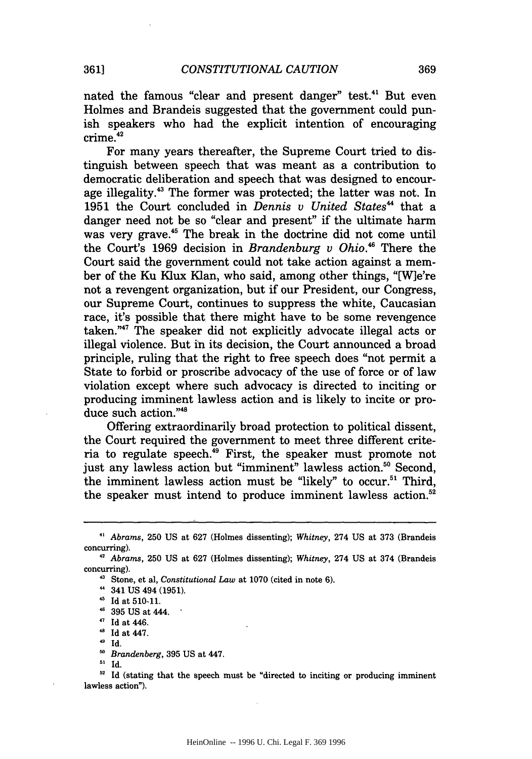nated the famous "clear and present danger" test.[41] But even Holmes and Brandeis suggested that the government could punish speakers who had the explicit intention of encouraging crime.[42]

For many years thereafter, the Supreme Court tried to distinguish between speech that was meant as a contribution to democratic deliberation and speech that was designed to encourage illegality.[43] The former was protected; the latter was not. In 1951 the Court concluded in *Dennis v United States*[44] that a danger need not be so "clear and present" if the ultimate harm was very grave.[45] The break in the doctrine did not come until the Court's 1969 decision in *Brandenburg v Ohio*.[46] There the Court said the government could not take action against a member of the Ku Klux Klan, who said, among other things, "[W]e're not a revengent organization, but if our President, our Congress, our Supreme Court, continues to suppress the white, Caucasian race, it's possible that there might have to be some revengence taken."[47] The speaker did not explicitly advocate illegal acts or illegal violence. But in its decision, the Court announced a broad principle, ruling that the right to free speech does "not permit a State to forbid or proscribe advocacy of the use of force or of law violation except where such advocacy is directed to inciting or producing imminent lawless action and is likely to incite or produce such action."[48]

Offering extraordinarily broad protection to political dissent, the Court required the government to meet three different criteria to regulate speech.[49] First, the speaker must promote not just any lawless action but "imminent" lawless action.[50] Second, the imminent lawless action must be "likely" to occur.[51] Third, the speaker must intend to produce imminent lawless action.[52]

---

[41] *Abrams*, 250 US at 627 (Holmes dissenting); *Whitney*, 274 US at 373 (Brandeis concurring).

[42] *Abrams*, 250 US at 627 (Holmes dissenting); *Whitney*, 274 US at 374 (Brandeis concurring).

[43] Stone, et al, *Constitutional Law* at 1070 (cited in note 6).

[44] 341 US 494 (1951).

[45] Id at 510-11.

[46] 395 US at 444.

[47] Id at 446.

[48] Id at 447.

[49] Id.

[50] *Brandenberg*, 395 US at 447.

[51] Id.

[52] Id (stating that the speech must be "directed to inciting or producing imminent lawless action").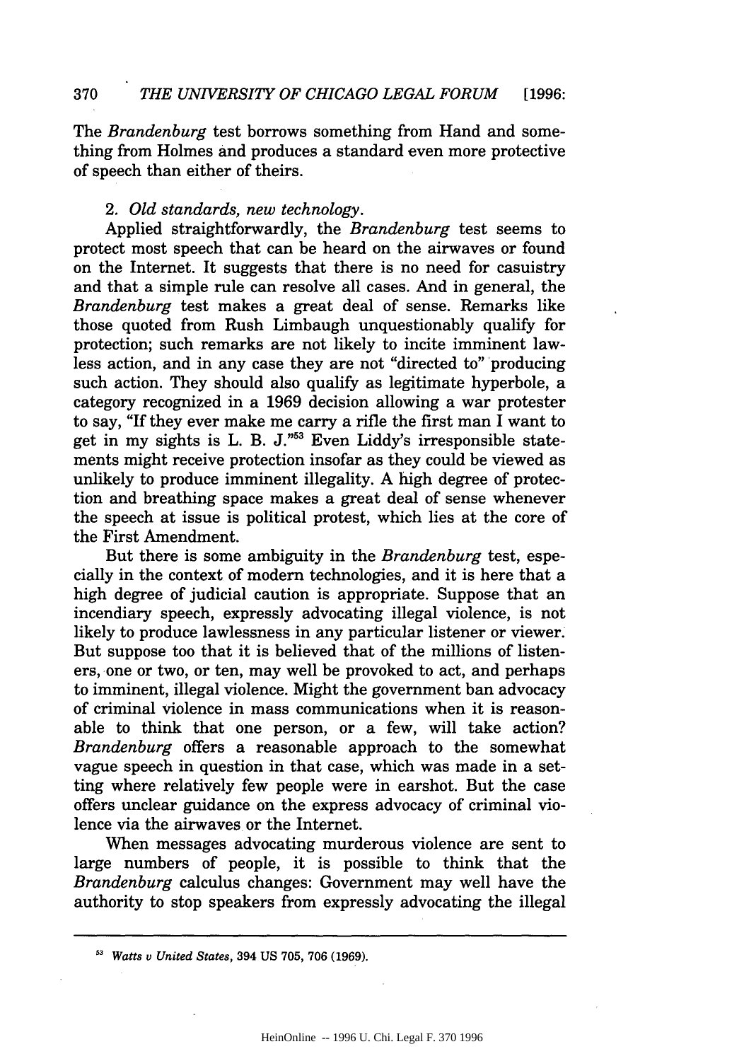The *Brandenburg* test borrows something from Hand and something from Holmes and produces a standard even more protective of speech than either of theirs.

### 2. *Old standards, new technology.*

Applied straightforwardly, the *Brandenburg* test seems to protect most speech that can be heard on the airwaves or found on the Internet. It suggests that there is no need for casuistry and that a simple rule can resolve all cases. And in general, the *Brandenburg* test makes a great deal of sense. Remarks like those quoted from Rush Limbaugh unquestionably qualify for protection; such remarks are not likely to incite imminent lawless action, and in any case they are not "directed to" producing such action. They should also qualify as legitimate hyperbole, a category recognized in a 1969 decision allowing a war protester to say, "If they ever make me carry a rifle the first man I want to get in my sights is L. B. J."[53] Even Liddy's irresponsible statements might receive protection insofar as they could be viewed as unlikely to produce imminent illegality. A high degree of protection and breathing space makes a great deal of sense whenever the speech at issue is political protest, which lies at the core of the First Amendment.

But there is some ambiguity in the *Brandenburg* test, especially in the context of modern technologies, and it is here that a high degree of judicial caution is appropriate. Suppose that an incendiary speech, expressly advocating illegal violence, is not likely to produce lawlessness in any particular listener or viewer. But suppose too that it is believed that of the millions of listeners, one or two, or ten, may well be provoked to act, and perhaps to imminent, illegal violence. Might the government ban advocacy of criminal violence in mass communications when it is reasonable to think that one person, or a few, will take action? *Brandenburg* offers a reasonable approach to the somewhat vague speech in question in that case, which was made in a setting where relatively few people were in earshot. But the case offers unclear guidance on the express advocacy of criminal violence via the airwaves or the Internet.

When messages advocating murderous violence are sent to large numbers of people, it is possible to think that the *Brandenburg* calculus changes: Government may well have the authority to stop speakers from expressly advocating the illegal

---

[53] *Watts v United States*, 394 US 705, 706 (1969).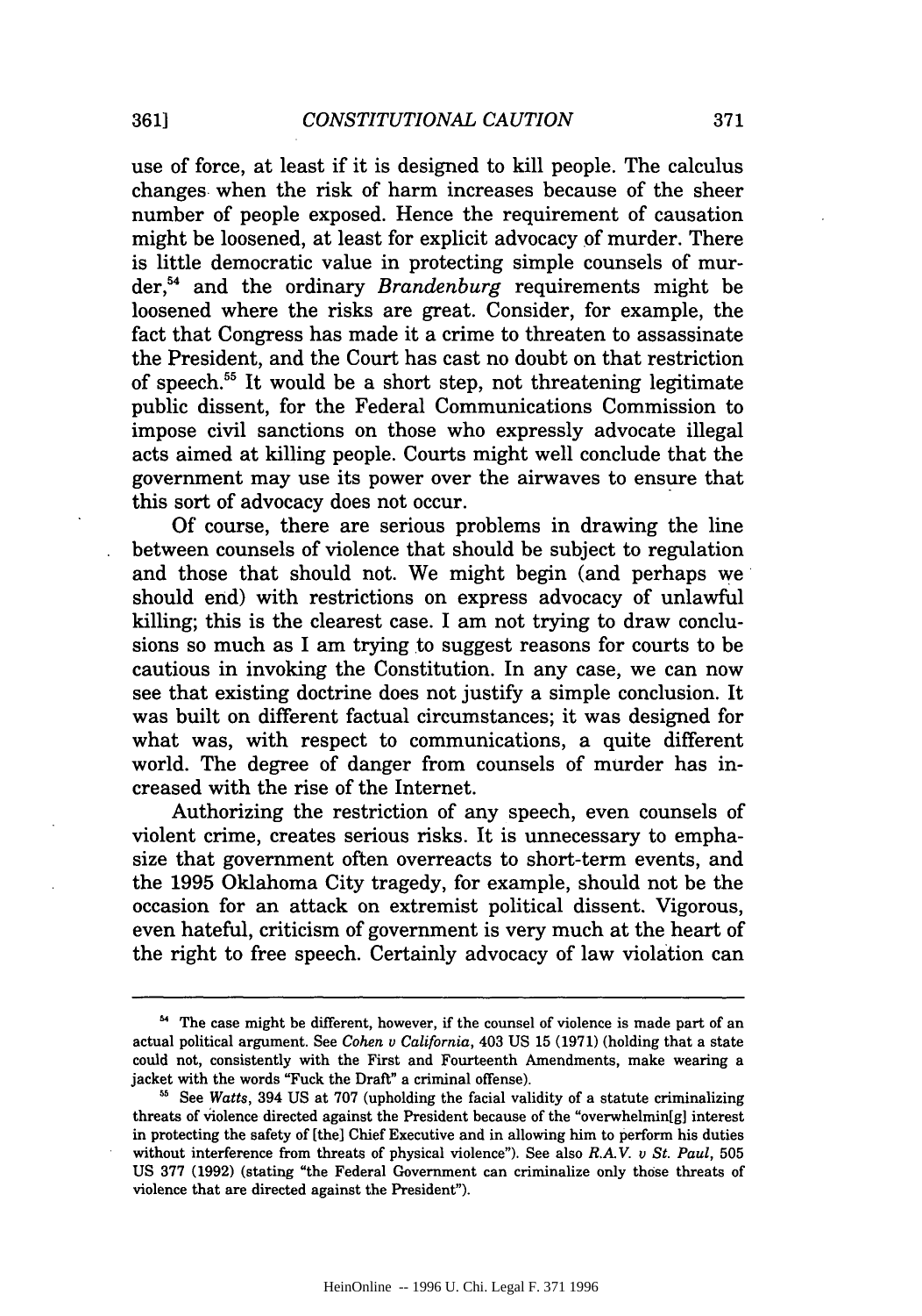use of force, at least if it is designed to kill people. The calculus changes when the risk of harm increases because of the sheer number of people exposed. Hence the requirement of causation might be loosened, at least for explicit advocacy of murder. There is little democratic value in protecting simple counsels of murder,[54] and the ordinary *Brandenburg* requirements might be loosened where the risks are great. Consider, for example, the fact that Congress has made it a crime to threaten to assassinate the President, and the Court has cast no doubt on that restriction of speech.[55] It would be a short step, not threatening legitimate public dissent, for the Federal Communications Commission to impose civil sanctions on those who expressly advocate illegal acts aimed at killing people. Courts might well conclude that the government may use its power over the airwaves to ensure that this sort of advocacy does not occur.

Of course, there are serious problems in drawing the line between counsels of violence that should be subject to regulation and those that should not. We might begin (and perhaps we should end) with restrictions on express advocacy of unlawful killing; this is the clearest case. I am not trying to draw conclusions so much as I am trying to suggest reasons for courts to be cautious in invoking the Constitution. In any case, we can now see that existing doctrine does not justify a simple conclusion. It was built on different factual circumstances; it was designed for what was, with respect to communications, a quite different world. The degree of danger from counsels of murder has increased with the rise of the Internet.

Authorizing the restriction of any speech, even counsels of violent crime, creates serious risks. It is unnecessary to emphasize that government often overreacts to short-term events, and the 1995 Oklahoma City tragedy, for example, should not be the occasion for an attack on extremist political dissent. Vigorous, even hateful, criticism of government is very much at the heart of the right to free speech. Certainly advocacy of law violation can

---

[54] The case might be different, however, if the counsel of violence is made part of an actual political argument. See *Cohen v California*, 403 US 15 (1971) (holding that a state could not, consistently with the First and Fourteenth Amendments, make wearing a jacket with the words "Fuck the Draft" a criminal offense).

[55] See *Watts*, 394 US at 707 (upholding the facial validity of a statute criminalizing threats of violence directed against the President because of the "overwhelmin[g] interest in protecting the safety of [the] Chief Executive and in allowing him to perform his duties without interference from threats of physical violence"). See also *R.A.V. v St. Paul*, 505 US 377 (1992) (stating "the Federal Government can criminalize only those threats of violence that are directed against the President").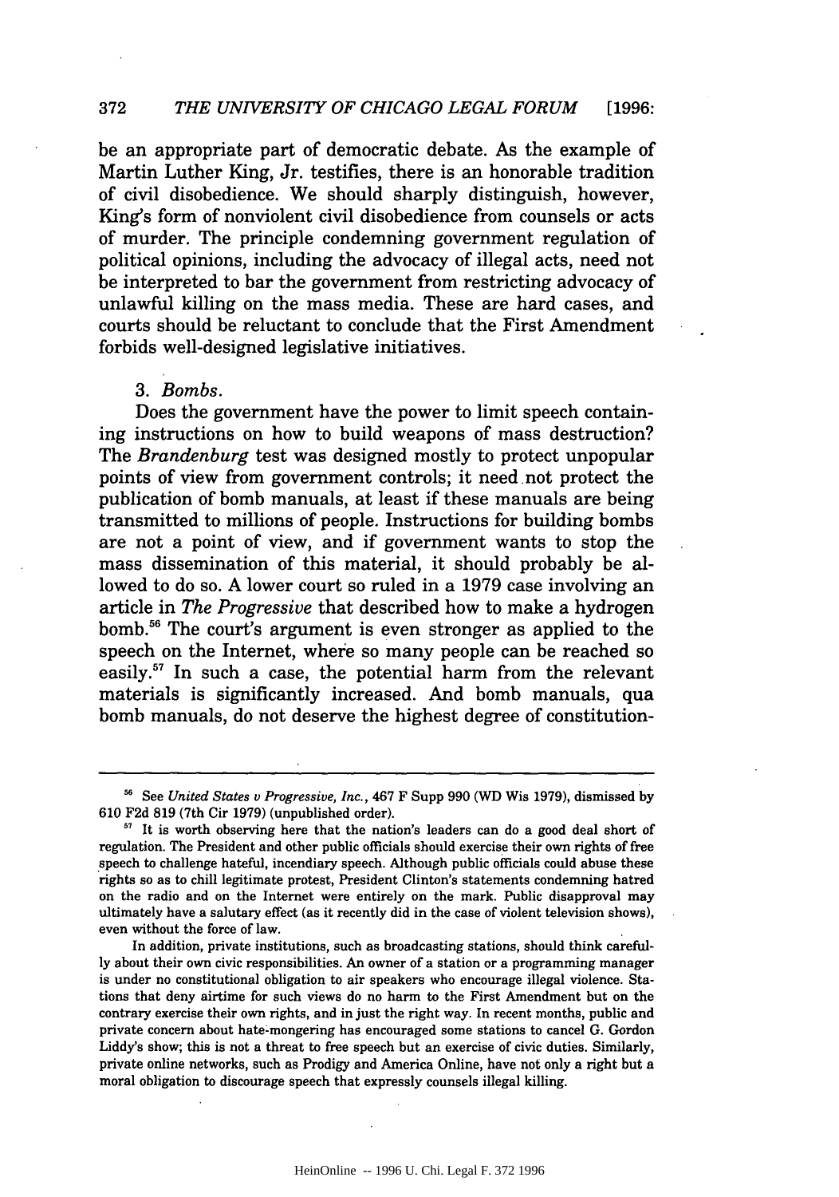be an appropriate part of democratic debate. As the example of Martin Luther King, Jr. testifies, there is an honorable tradition of civil disobedience. We should sharply distinguish, however, King's form of nonviolent civil disobedience from counsels or acts of murder. The principle condemning government regulation of political opinions, including the advocacy of illegal acts, need not be interpreted to bar the government from restricting advocacy of unlawful killing on the mass media. These are hard cases, and courts should be reluctant to conclude that the First Amendment forbids well-designed legislative initiatives.

### 3. *Bombs*.

Does the government have the power to limit speech containing instructions on how to build weapons of mass destruction? The *Brandenburg* test was designed mostly to protect unpopular points of view from government controls; it need not protect the publication of bomb manuals, at least if these manuals are being transmitted to millions of people. Instructions for building bombs are not a point of view, and if government wants to stop the mass dissemination of this material, it should probably be allowed to do so. A lower court so ruled in a 1979 case involving an article in *The Progressive* that described how to make a hydrogen bomb.[56] The court's argument is even stronger as applied to the speech on the Internet, where so many people can be reached so easily.[57] In such a case, the potential harm from the relevant materials is significantly increased. And bomb manuals, qua bomb manuals, do not deserve the highest degree of constitution-

---

[56] See *United States v Progressive, Inc.*, 467 F Supp 990 (WD Wis 1979), dismissed by 610 F2d 819 (7th Cir 1979) (unpublished order).

[57] It is worth observing here that the nation's leaders can do a good deal short of regulation. The President and other public officials should exercise their own rights of free speech to challenge hateful, incendiary speech. Although public officials could abuse these rights so as to chill legitimate protest, President Clinton's statements condemning hatred on the radio and on the Internet were entirely on the mark. Public disapproval may ultimately have a salutary effect (as it recently did in the case of violent television shows), even without the force of law.

In addition, private institutions, such as broadcasting stations, should think carefully about their own civic responsibilities. An owner of a station or a programming manager is under no constitutional obligation to air speakers who encourage illegal violence. Stations that deny airtime for such views do no harm to the First Amendment but on the contrary exercise their own rights, and in just the right way. In recent months, public and private concern about hate-mongering has encouraged some stations to cancel G. Gordon Liddy's show; this is not a threat to free speech but an exercise of civic duties. Similarly, private online networks, such as Prodigy and America Online, have not only a right but a moral obligation to discourage speech that expressly counsels illegal killing.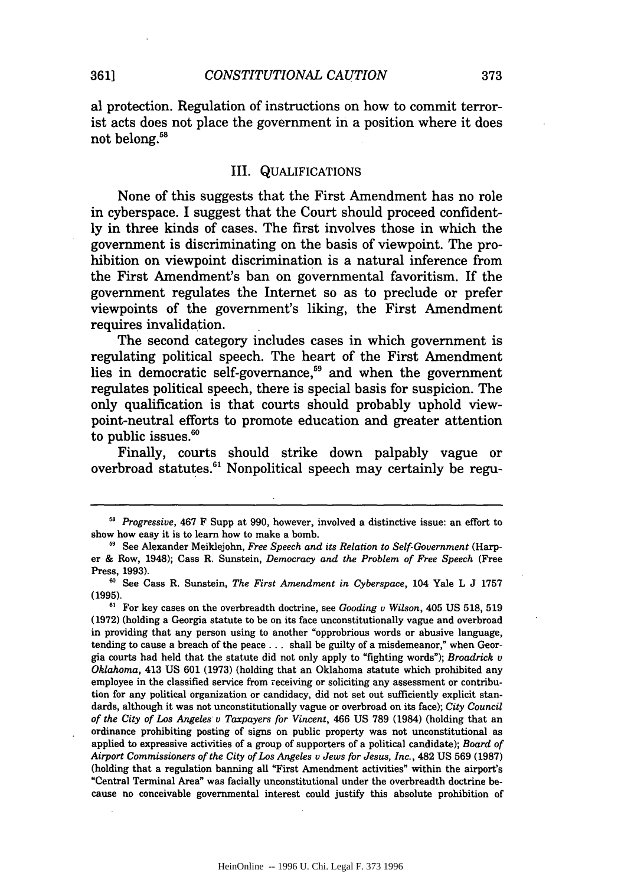al protection. Regulation of instructions on how to commit terrorist acts does not place the government in a position where it does not belong.[58]

## III. QUALIFICATIONS

None of this suggests that the First Amendment has no role in cyberspace. I suggest that the Court should proceed confidently in three kinds of cases. The first involves those in which the government is discriminating on the basis of viewpoint. The prohibition on viewpoint discrimination is a natural inference from the First Amendment's ban on governmental favoritism. If the government regulates the Internet so as to preclude or prefer viewpoints of the government's liking, the First Amendment requires invalidation.

The second category includes cases in which government is regulating political speech. The heart of the First Amendment lies in democratic self-governance,[59] and when the government regulates political speech, there is special basis for suspicion. The only qualification is that courts should probably uphold viewpoint-neutral efforts to promote education and greater attention to public issues.[60]

Finally, courts should strike down palpably vague or overbroad statutes.[61] Nonpolitical speech may certainly be regu-

---

[58] *Progressive*, 467 F Supp at 990, however, involved a distinctive issue: an effort to show how easy it is to learn how to make a bomb.

[59] See Alexander Meiklejohn, *Free Speech and its Relation to Self-Government* (Harper & Row, 1948); Cass R. Sunstein, *Democracy and the Problem of Free Speech* (Free Press, 1993).

[60] See Cass R. Sunstein, *The First Amendment in Cyberspace*, 104 Yale L J 1757 (1995).

[61] For key cases on the overbreadth doctrine, see *Gooding v Wilson*, 405 US 518, 519 (1972) (holding a Georgia statute to be on its face unconstitutionally vague and overbroad in providing that any person using to another "opprobrious words or abusive language, tending to cause a breach of the peace . . . shall be guilty of a misdemeanor," when Georgia courts had held that the statute did not only apply to "fighting words"); *Broadrick v Oklahoma*, 413 US 601 (1973) (holding that an Oklahoma statute which prohibited any employee in the classified service from receiving or soliciting any assessment or contribution for any political organization or candidacy, did not set out sufficiently explicit standards, although it was not unconstitutionally vague or overbroad on its face); *City Council of the City of Los Angeles v Taxpayers for Vincent*, 466 US 789 (1984) (holding that an ordinance prohibiting posting of signs on public property was not unconstitutional as applied to expressive activities of a group of supporters of a political candidate); *Board of Airport Commissioners of the City of Los Angeles v Jews for Jesus, Inc.*, 482 US 569 (1987) (holding that a regulation banning all "First Amendment activities" within the airport's "Central Terminal Area" was facially unconstitutional under the overbreadth doctrine because no conceivable governmental interest could justify this absolute prohibition of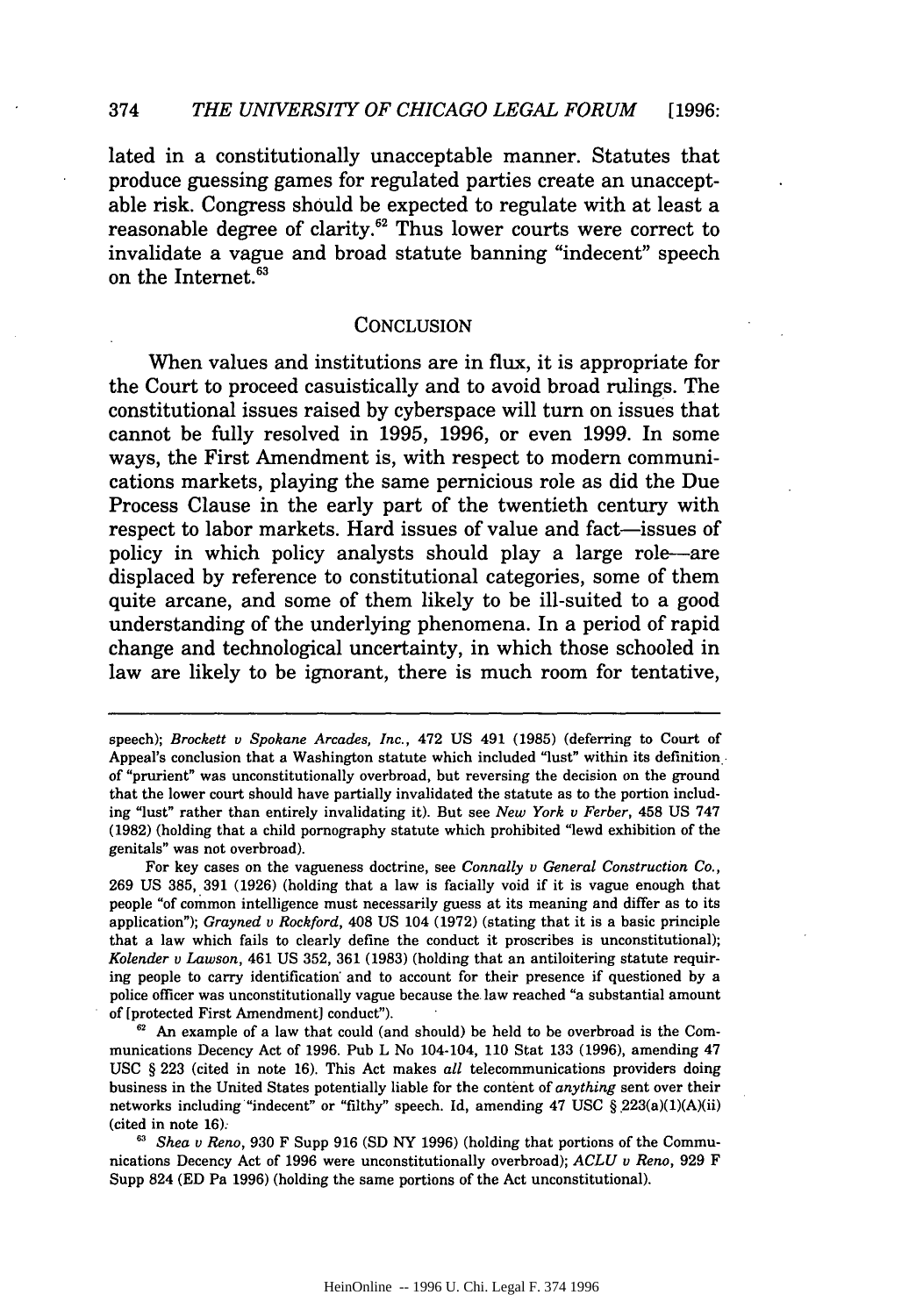lated in a constitutionally unacceptable manner. Statutes that produce guessing games for regulated parties create an unacceptable risk. Congress should be expected to regulate with at least a reasonable degree of clarity.[62] Thus lower courts were correct to invalidate a vague and broad statute banning "indecent" speech on the Internet.[63]

## CONCLUSION

When values and institutions are in flux, it is appropriate for the Court to proceed casuistically and to avoid broad rulings. The constitutional issues raised by cyberspace will turn on issues that cannot be fully resolved in 1995, 1996, or even 1999. In some ways, the First Amendment is, with respect to modern communications markets, playing the same pernicious role as did the Due Process Clause in the early part of the twentieth century with respect to labor markets. Hard issues of value and fact—issues of policy in which policy analysts should play a large role—are displaced by reference to constitutional categories, some of them quite arcane, and some of them likely to be ill-suited to a good understanding of the underlying phenomena. In a period of rapid change and technological uncertainty, in which those schooled in law are likely to be ignorant, there is much room for tentative,

---

speech); *Brockett v Spokane Arcades, Inc.*, 472 US 491 (1985) (deferring to Court of Appeal's conclusion that a Washington statute which included "lust" within its definition of "prurient" was unconstitutionally overbroad, but reversing the decision on the ground that the lower court should have partially invalidated the statute as to the portion including "lust" rather than entirely invalidating it). But see *New York v Ferber*, 458 US 747 (1982) (holding that a child pornography statute which prohibited "lewd exhibition of the genitals" was not overbroad).

For key cases on the vagueness doctrine, see *Connally v General Construction Co.*, 269 US 385, 391 (1926) (holding that a law is facially void if it is vague enough that people "of common intelligence must necessarily guess at its meaning and differ as to its application"); *Grayned v Rockford*, 408 US 104 (1972) (stating that it is a basic principle that a law which fails to clearly define the conduct it proscribes is unconstitutional); *Kolender v Lawson*, 461 US 352, 361 (1983) (holding that an antiloitering statute requiring people to carry identification and to account for their presence if questioned by a police officer was unconstitutionally vague because the law reached "a substantial amount of [protected First Amendment] conduct").

[62] An example of a law that could (and should) be held to be overbroad is the Communications Decency Act of 1996. Pub L No 104-104, 110 Stat 133 (1996), amending 47 USC § 223 (cited in note 16). This Act makes *all* telecommunications providers doing business in the United States potentially liable for the content of *anything* sent over their networks including "indecent" or "filthy" speech. Id, amending 47 USC § 223(a)(1)(A)(ii) (cited in note 16).

[63] *Shea v Reno*, 930 F Supp 916 (SD NY 1996) (holding that portions of the Communications Decency Act of 1996 were unconstitutionally overbroad); *ACLU v Reno*, 929 F Supp 824 (ED Pa 1996) (holding the same portions of the Act unconstitutional).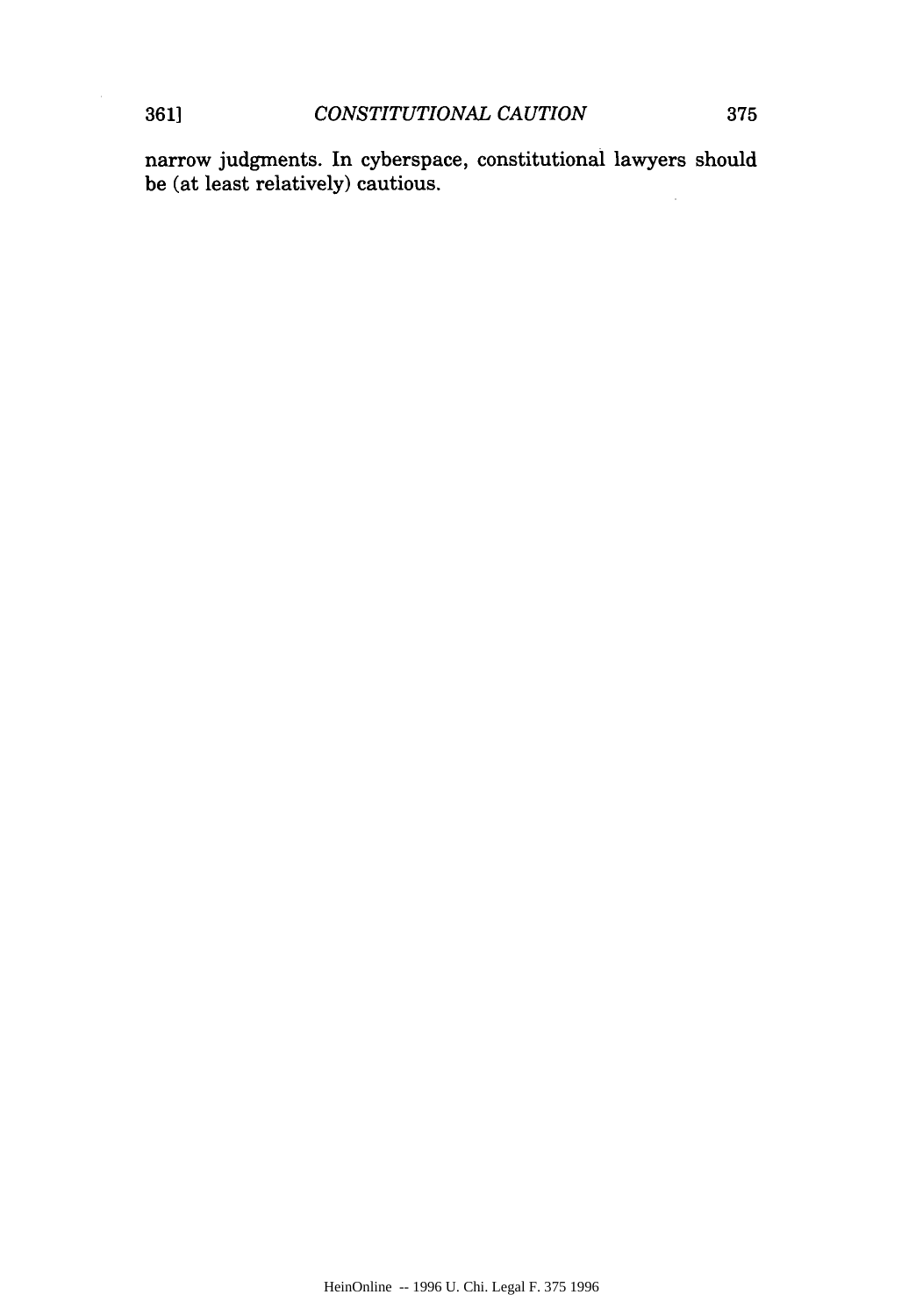narrow judgments. In cyberspace, constitutional lawyers should be (at least relatively) cautious.